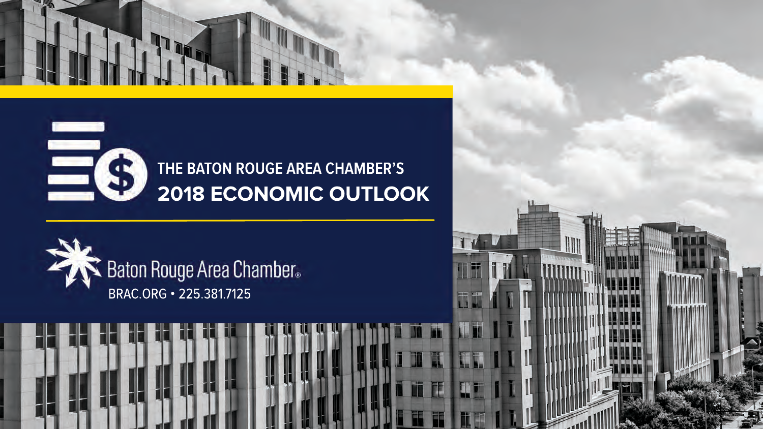# THE BATON ROUGE AREA CHAMBER'S
# 2018 ECONOMIC OUTLOOK

Baton Rouge Area Chamber®

BRAC.ORG • 225.381.7125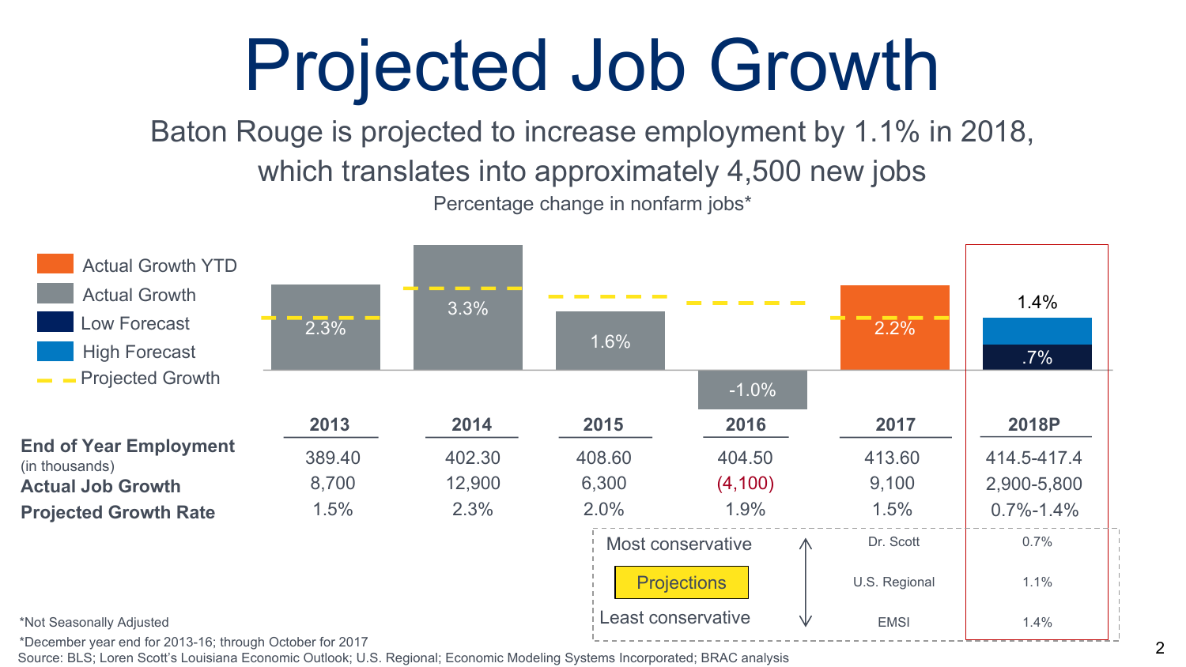# Projected Job Growth

Baton Rouge is projected to increase employment by 1.1% in 2018, which translates into approximately 4,500 new jobs

Percentage change in nonfarm jobs*

Legend: Actual Growth YTD; Actual Growth; Low Forecast; High Forecast; Projected Growth

| | 2013 | 2014 | 2015 | 2016 | 2017 | 2018P |
|---|---|---|---|---|---|---|
| Percentage change | 2.3% | 3.3% | 1.6% | -1.0% | 2.2% | .7% (Low) – 1.4% (High) |
| **End of Year Employment** (in thousands) | 389.40 | 402.30 | 408.60 | 404.50 | 413.60 | 414.5-417.4 |
| **Actual Job Growth** | 8,700 | 12,900 | 6,300 | (4,100) | 9,100 | 2,900-5,800 |
| **Projected Growth Rate** | 1.5% | 2.3% | 2.0% | 1.9% | 1.5% | 0.7%-1.4% |

| Projections | Source | 2018P |
|---|---|---|
| Most conservative | Dr. Scott | 0.7% |
| | U.S. Regional | 1.1% |
| Least conservative | EMSI | 1.4% |

*Not Seasonally Adjusted

*December year end for 2013-16; through October for 2017

Source: BLS; Loren Scott's Louisiana Economic Outlook; U.S. Regional; Economic Modeling Systems Incorporated; BRAC analysis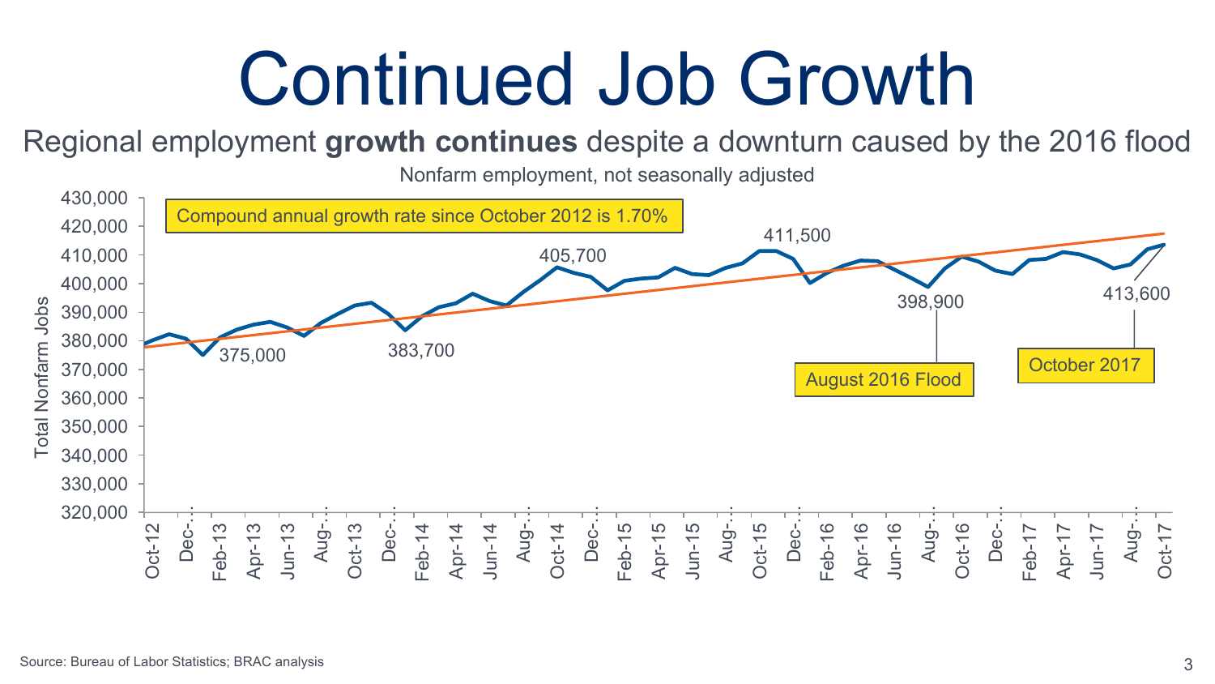# Continued Job Growth

Regional employment **growth continues** despite a downturn caused by the 2016 flood

Nonfarm employment, not seasonally adjusted

Compound annual growth rate since October 2012 is 1.70%

Total Nonfarm Jobs

375,000 · 383,700 · 405,700 · 411,500 · 398,900 · 413,600

August 2016 Flood

October 2017

Source: Bureau of Labor Statistics; BRAC analysis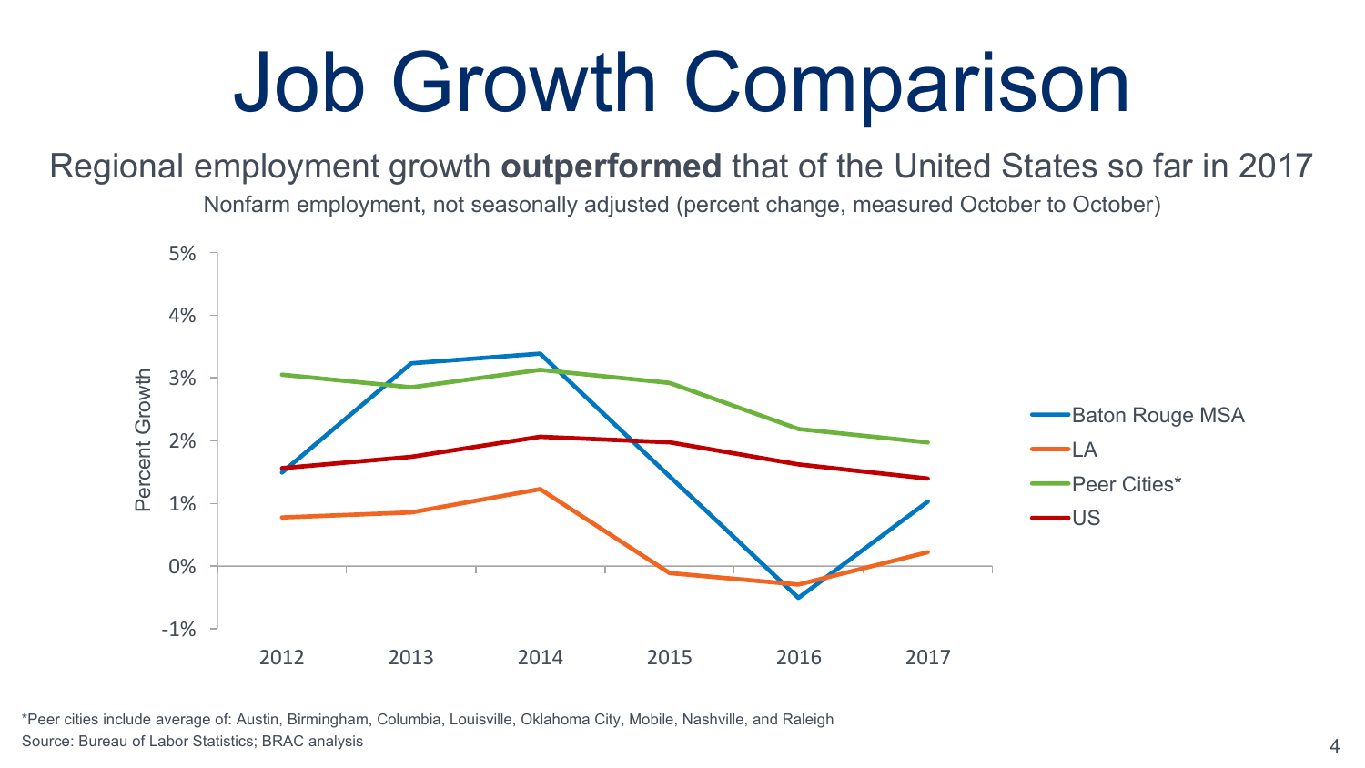# Job Growth Comparison

Regional employment growth **outperformed** that of the United States so far in 2017

Nonfarm employment, not seasonally adjusted (percent change, measured October to October)

*Peer cities include average of: Austin, Birmingham, Columbia, Louisville, Oklahoma City, Mobile, Nashville, and Raleigh

Source: Bureau of Labor Statistics; BRAC analysis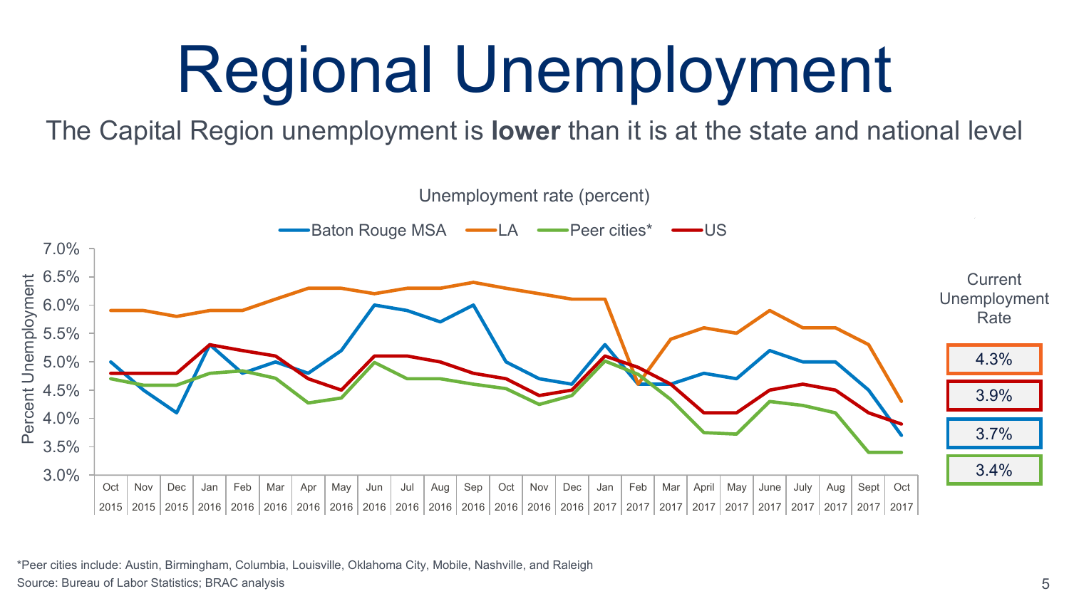# Regional Unemployment

The Capital Region unemployment is **lower** than it is at the state and national level

Unemployment rate (percent)

Baton Rouge MSA — LA — Peer cities* — US

Percent Unemployment

Current Unemployment Rate

| Series | Current Unemployment Rate |
| --- | --- |
| LA | 4.3% |
| US | 3.9% |
| Baton Rouge MSA | 3.7% |
| Peer cities* | 3.4% |

*Peer cities include: Austin, Birmingham, Columbia, Louisville, Oklahoma City, Mobile, Nashville, and Raleigh

Source: Bureau of Labor Statistics; BRAC analysis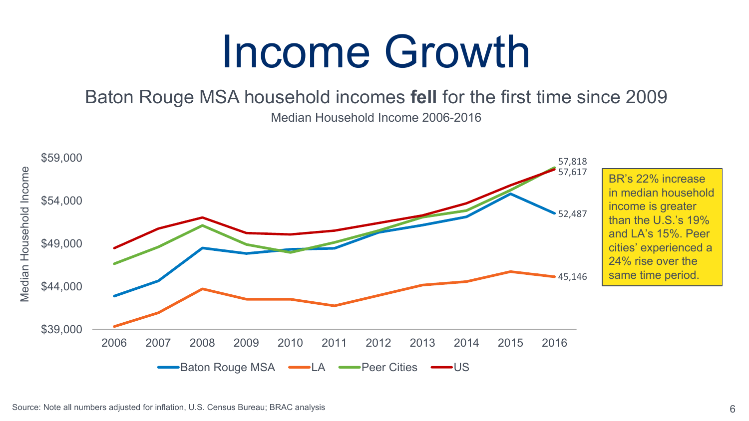# Income Growth

Baton Rouge MSA household incomes **fell** for the first time since 2009

Median Household Income 2006-2016

Median Household Income

$59,000
$54,000
$49,000
$44,000
$39,000

2006 2007 2008 2009 2010 2011 2012 2013 2014 2015 2016

57,818
57,617
52,487
45,146

Baton Rouge MSA LA Peer Cities US

BR's 22% increase in median household income is greater than the U.S.'s 19% and LA's 15%. Peer cities' experienced a 24% rise over the same time period.

Source: Note all numbers adjusted for inflation, U.S. Census Bureau; BRAC analysis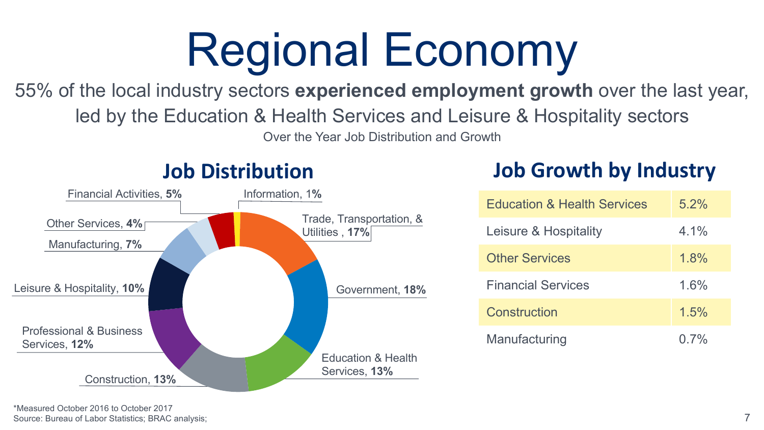# Regional Economy

55% of the local industry sectors **experienced employment growth** over the last year, led by the Education & Health Services and Leisure & Hospitality sectors

Over the Year Job Distribution and Growth

## Job Distribution

- Financial Activities, **5%**
- Information, 1**%**
- Trade, Transportation, & Utilities , **17%**
- Government, **18%**
- Education & Health Services, **13%**
- Construction, **13%**
- Professional & Business Services, **12%**
- Leisure & Hospitality, **10%**
- Manufacturing, **7%**
- Other Services, **4%**

## Job Growth by Industry

| Industry | Growth |
|---|---|
| Education & Health Services | 5.2% |
| Leisure & Hospitality | 4.1% |
| Other Services | 1.8% |
| Financial Services | 1.6% |
| Construction | 1.5% |
| Manufacturing | 0.7% |

*Measured October 2016 to October 2017

Source: Bureau of Labor Statistics; BRAC analysis;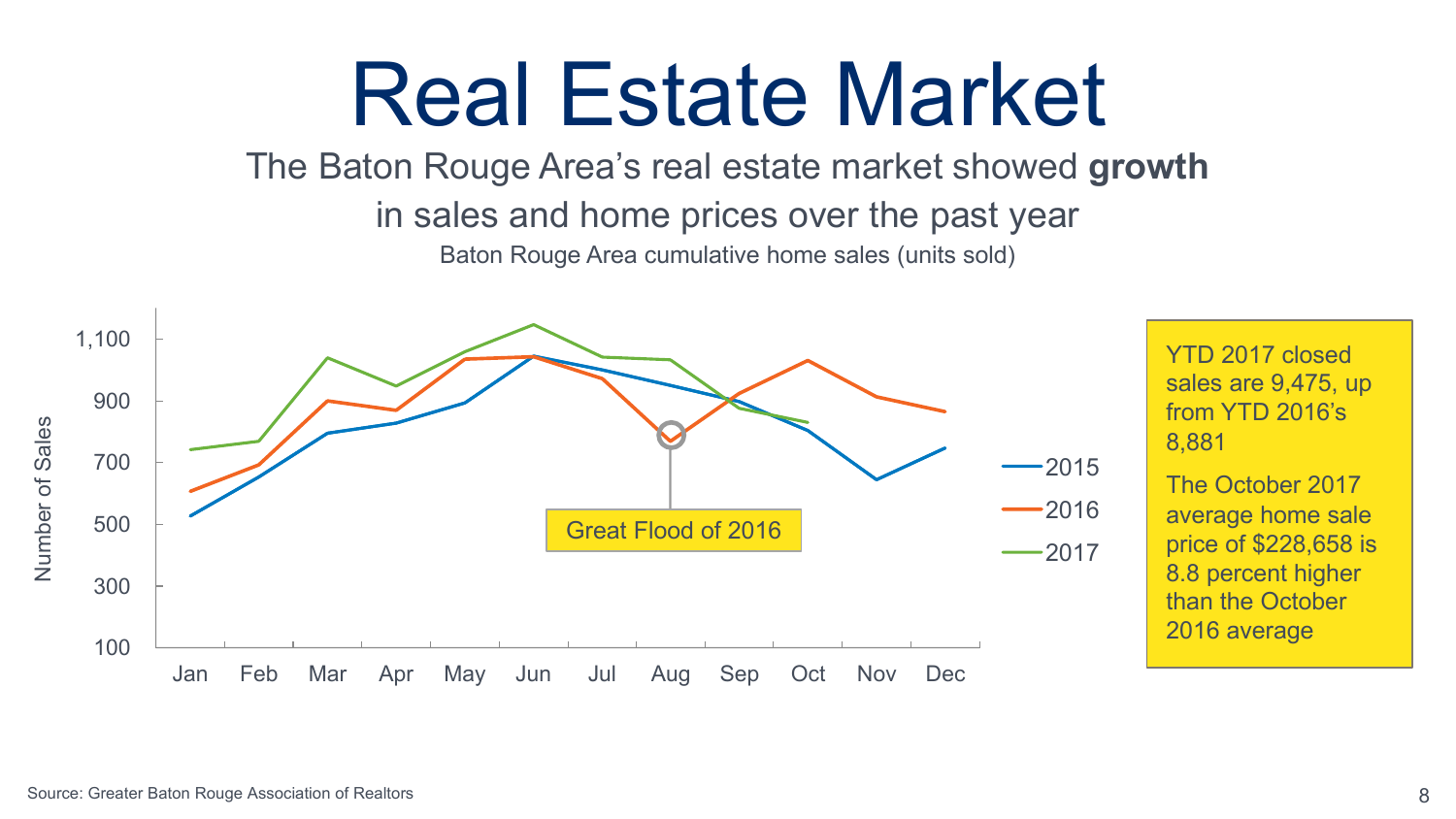# Real Estate Market

The Baton Rouge Area's real estate market showed **growth** in sales and home prices over the past year

Baton Rouge Area cumulative home sales (units sold)

Number of Sales

1,100
900
700
500
300
100

Jan Feb Mar Apr May Jun Jul Aug Sep Oct Nov Dec

2015
2016
2017

Great Flood of 2016

YTD 2017 closed sales are 9,475, up from YTD 2016's 8,881

The October 2017 average home sale price of $228,658 is 8.8 percent higher than the October 2016 average

Source: Greater Baton Rouge Association of Realtors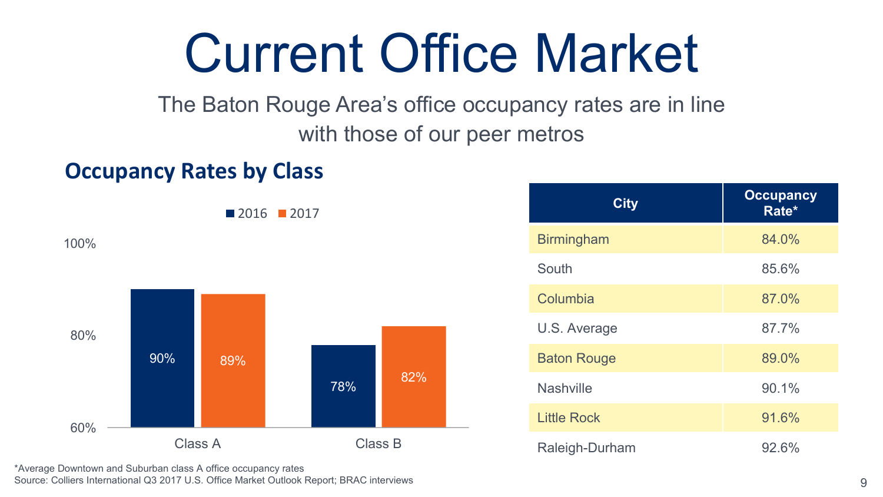# Current Office Market

The Baton Rouge Area's office occupancy rates are in line with those of our peer metros

## Occupancy Rates by Class

| | 2016 | 2017 |
|---|---|---|
| Class A | 90% | 89% |
| Class B | 78% | 82% |

| City | Occupancy Rate* |
|---|---|
| Birmingham | 84.0% |
| South | 85.6% |
| Columbia | 87.0% |
| U.S. Average | 87.7% |
| Baton Rouge | 89.0% |
| Nashville | 90.1% |
| Little Rock | 91.6% |
| Raleigh-Durham | 92.6% |

*Average Downtown and Suburban class A office occupancy rates
Source: Colliers International Q3 2017 U.S. Office Market Outlook Report; BRAC interviews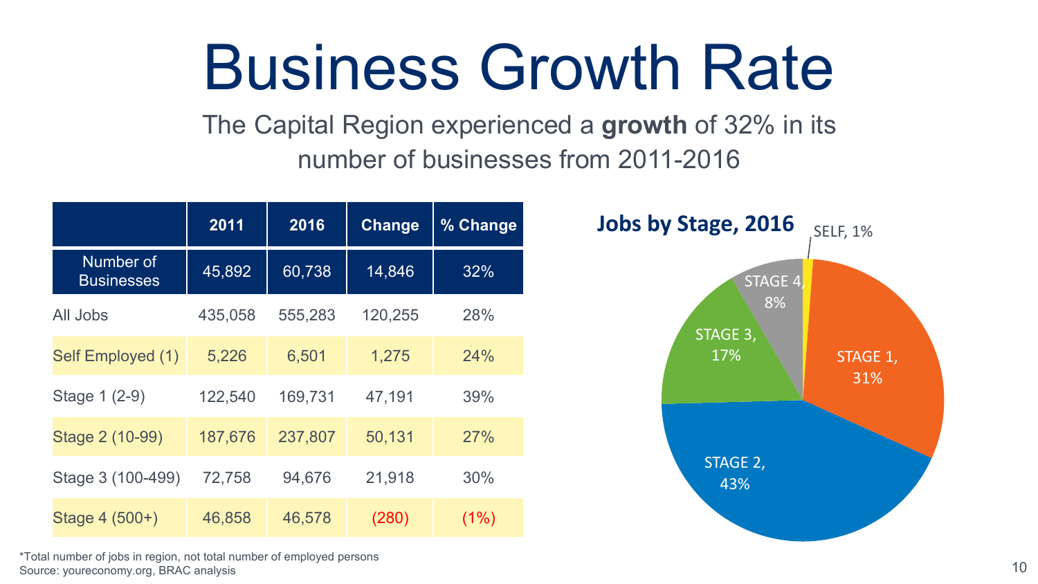# Business Growth Rate

The Capital Region experienced a **growth** of 32% in its number of businesses from 2011-2016

| | 2011 | 2016 | Change | % Change |
|---|---|---|---|---|
| Number of Businesses | 45,892 | 60,738 | 14,846 | 32% |
| All Jobs | 435,058 | 555,283 | 120,255 | 28% |
| Self Employed (1) | 5,226 | 6,501 | 1,275 | 24% |
| Stage 1 (2-9) | 122,540 | 169,731 | 47,191 | 39% |
| Stage 2 (10-99) | 187,676 | 237,807 | 50,131 | 27% |
| Stage 3 (100-499) | 72,758 | 94,676 | 21,918 | 30% |
| Stage 4 (500+) | 46,858 | 46,578 | (280) | (1%) |

**Jobs by Stage, 2016**

- SELF, 1%
- STAGE 1, 31%
- STAGE 2, 43%
- STAGE 3, 17%
- STAGE 4, 8%

*Total number of jobs in region, not total number of employed persons
Source: youreconomy.org, BRAC analysis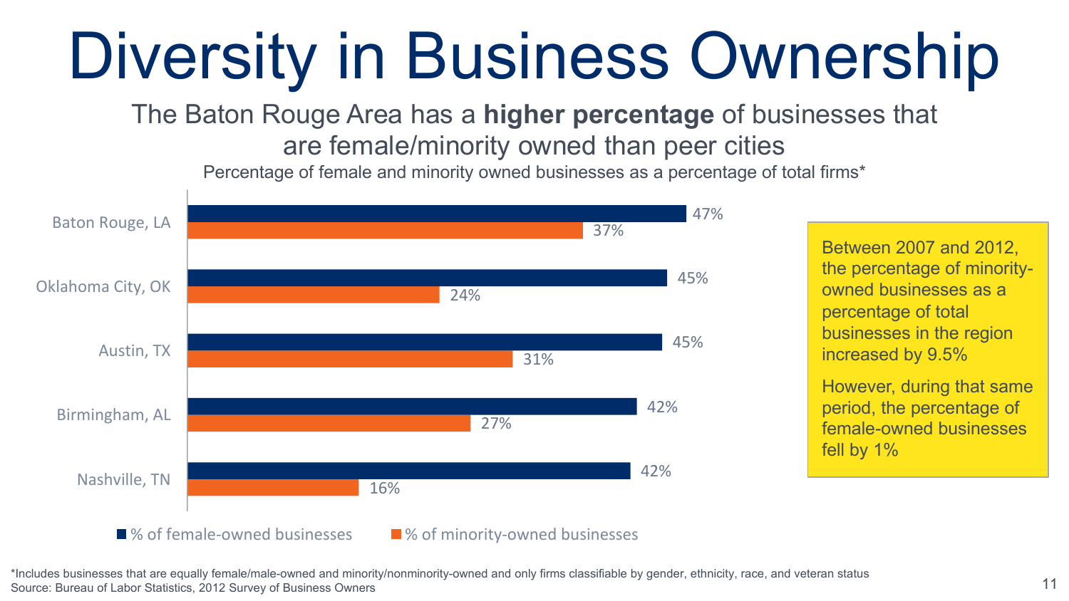# Diversity in Business Ownership

The Baton Rouge Area has a **higher percentage** of businesses that are female/minority owned than peer cities

Percentage of female and minority owned businesses as a percentage of total firms*

| | % of female-owned businesses | % of minority-owned businesses |
|---|---|---|
| Baton Rouge, LA | 47% | 37% |
| Oklahoma City, OK | 45% | 24% |
| Austin, TX | 45% | 31% |
| Birmingham, AL | 42% | 27% |
| Nashville, TN | 42% | 16% |

Between 2007 and 2012, the percentage of minority-owned businesses as a percentage of total businesses in the region increased by 9.5%

However, during that same period, the percentage of female-owned businesses fell by 1%

*Includes businesses that are equally female/male-owned and minority/nonminority-owned and only firms classifiable by gender, ethnicity, race, and veteran status
Source: Bureau of Labor Statistics, 2012 Survey of Business Owners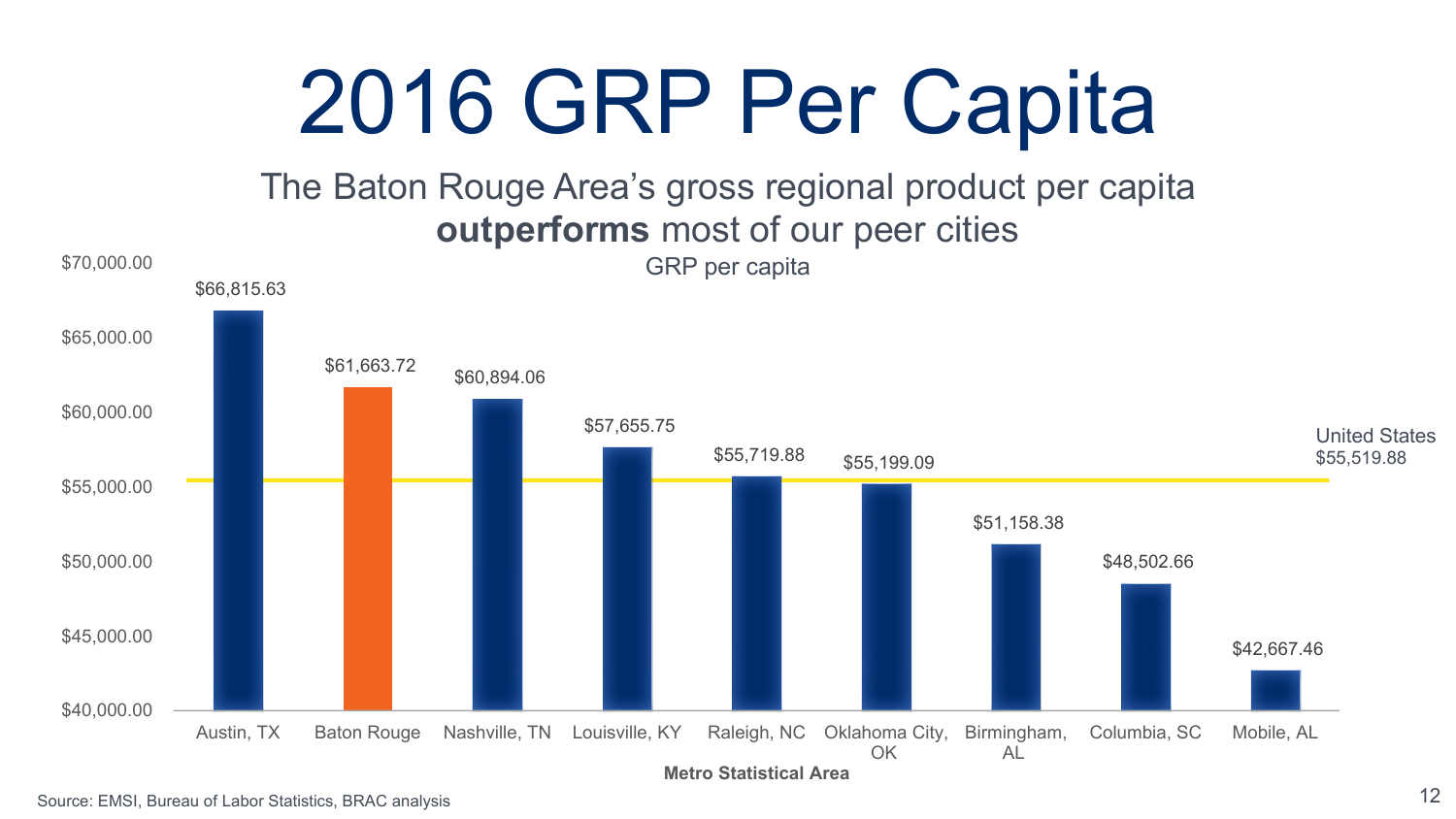# 2016 GRP Per Capita

The Baton Rouge Area's gross regional product per capita **outperforms** most of our peer cities

GRP per capita

| Metro Statistical Area | GRP per capita |
|---|---|
| Austin, TX | $66,815.63 |
| Baton Rouge | $61,663.72 |
| Nashville, TN | $60,894.06 |
| Louisville, KY | $57,655.75 |
| Raleigh, NC | $55,719.88 |
| Oklahoma City, OK | $55,199.09 |
| Birmingham, AL | $51,158.38 |
| Columbia, SC | $48,502.66 |
| Mobile, AL | $42,667.46 |

United States $55,519.88

Source: EMSI, Bureau of Labor Statistics, BRAC analysis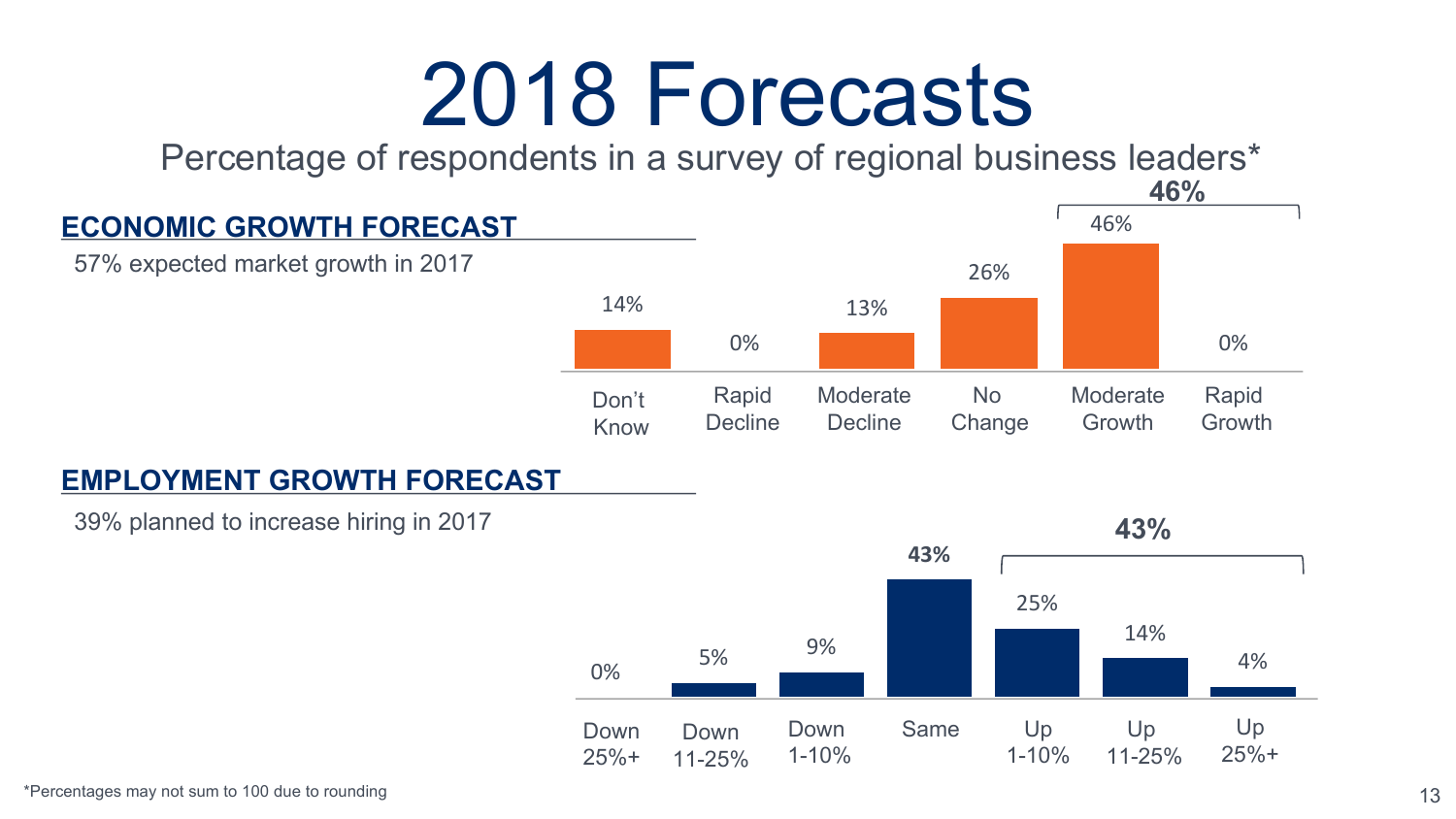# 2018 Forecasts

Percentage of respondents in a survey of regional business leaders*

## ECONOMIC GROWTH FORECAST

57% expected market growth in 2017

| Don't Know | Rapid Decline | Moderate Decline | No Change | Moderate Growth | Rapid Growth |
| --- | --- | --- | --- | --- | --- |
| 14% | 0% | 13% | 26% | 46% | 0% |

**46%** (Moderate Growth + Rapid Growth)

## EMPLOYMENT GROWTH FORECAST

39% planned to increase hiring in 2017

| Down 25%+ | Down 11-25% | Down 1-10% | Same | Up 1-10% | Up 11-25% | Up 25%+ |
| --- | --- | --- | --- | --- | --- | --- |
| 0% | 5% | 9% | **43%** | 25% | 14% | 4% |

**43%** (Up 1-10% + Up 11-25% + Up 25%+)

*Percentages may not sum to 100 due to rounding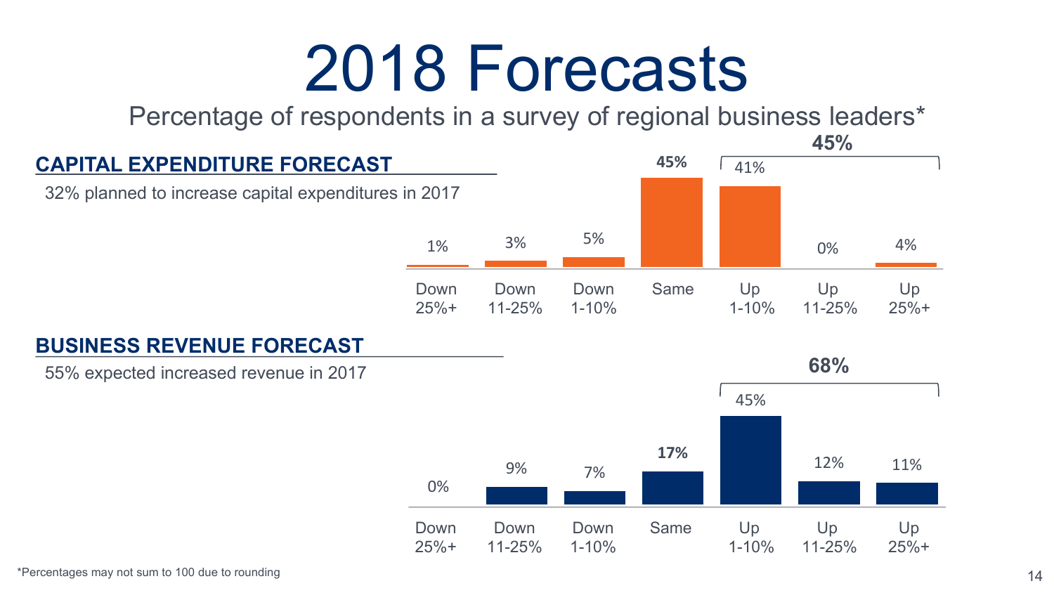# 2018 Forecasts

Percentage of respondents in a survey of regional business leaders*

## CAPITAL EXPENDITURE FORECAST

32% planned to increase capital expenditures in 2017

| Down 25%+ | Down 11-25% | Down 1-10% | Same | Up 1-10% | Up 11-25% | Up 25%+ |
|---|---|---|---|---|---|---|
| 1% | 3% | 5% | **45%** | 41% | 0% | 4% |

Total Up: **45%**

## BUSINESS REVENUE FORECAST

55% expected increased revenue in 2017

| Down 25%+ | Down 11-25% | Down 1-10% | Same | Up 1-10% | Up 11-25% | Up 25%+ |
|---|---|---|---|---|---|---|
| 0% | 9% | 7% | **17%** | 45% | 12% | 11% |

Total Up: **68%**

*Percentages may not sum to 100 due to rounding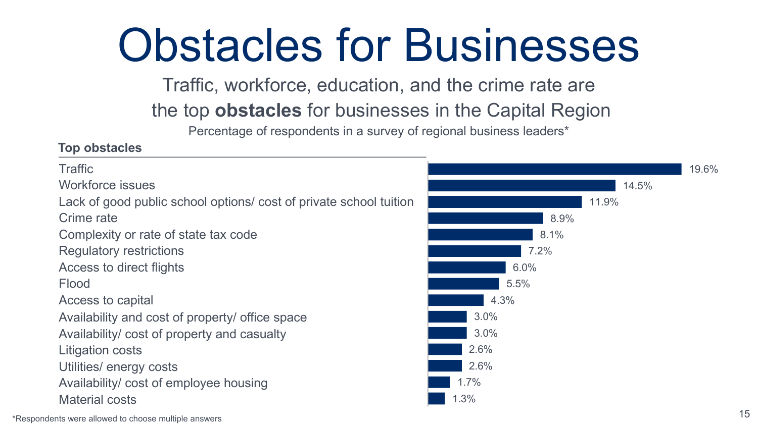# Obstacles for Businesses

Traffic, workforce, education, and the crime rate are the top **obstacles** for businesses in the Capital Region

Percentage of respondents in a survey of regional business leaders*

| Top obstacles | |
|---|---|
| Traffic | 19.6% |
| Workforce issues | 14.5% |
| Lack of good public school options/ cost of private school tuition | 11.9% |
| Crime rate | 8.9% |
| Complexity or rate of state tax code | 8.1% |
| Regulatory restrictions | 7.2% |
| Access to direct flights | 6.0% |
| Flood | 5.5% |
| Access to capital | 4.3% |
| Availability and cost of property/ office space | 3.0% |
| Availability/ cost of property and casualty | 3.0% |
| Litigation costs | 2.6% |
| Utilities/ energy costs | 2.6% |
| Availability/ cost of employee housing | 1.7% |
| Material costs | 1.3% |

*Respondents were allowed to choose multiple answers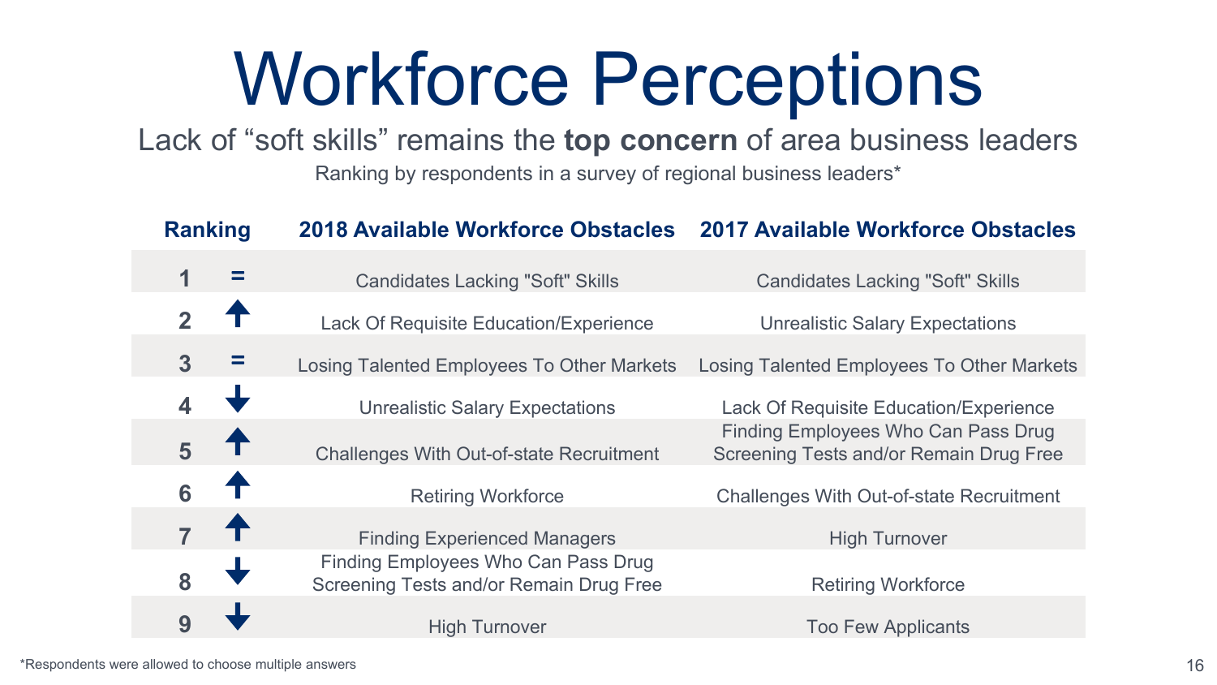# Workforce Perceptions

Lack of "soft skills" remains the **top concern** of area business leaders

Ranking by respondents in a survey of regional business leaders*

| Ranking | | 2018 Available Workforce Obstacles | 2017 Available Workforce Obstacles |
|---|---|---|---|
| 1 | = | Candidates Lacking "Soft" Skills | Candidates Lacking "Soft" Skills |
| 2 | ↑ | Lack Of Requisite Education/Experience | Unrealistic Salary Expectations |
| 3 | = | Losing Talented Employees To Other Markets | Losing Talented Employees To Other Markets |
| 4 | ↓ | Unrealistic Salary Expectations | Lack Of Requisite Education/Experience |
| 5 | ↑ | Challenges With Out-of-state Recruitment | Finding Employees Who Can Pass Drug Screening Tests and/or Remain Drug Free |
| 6 | ↑ | Retiring Workforce | Challenges With Out-of-state Recruitment |
| 7 | ↑ | Finding Experienced Managers | High Turnover |
| 8 | ↓ | Finding Employees Who Can Pass Drug Screening Tests and/or Remain Drug Free | Retiring Workforce |
| 9 | ↓ | High Turnover | Too Few Applicants |

*Respondents were allowed to choose multiple answers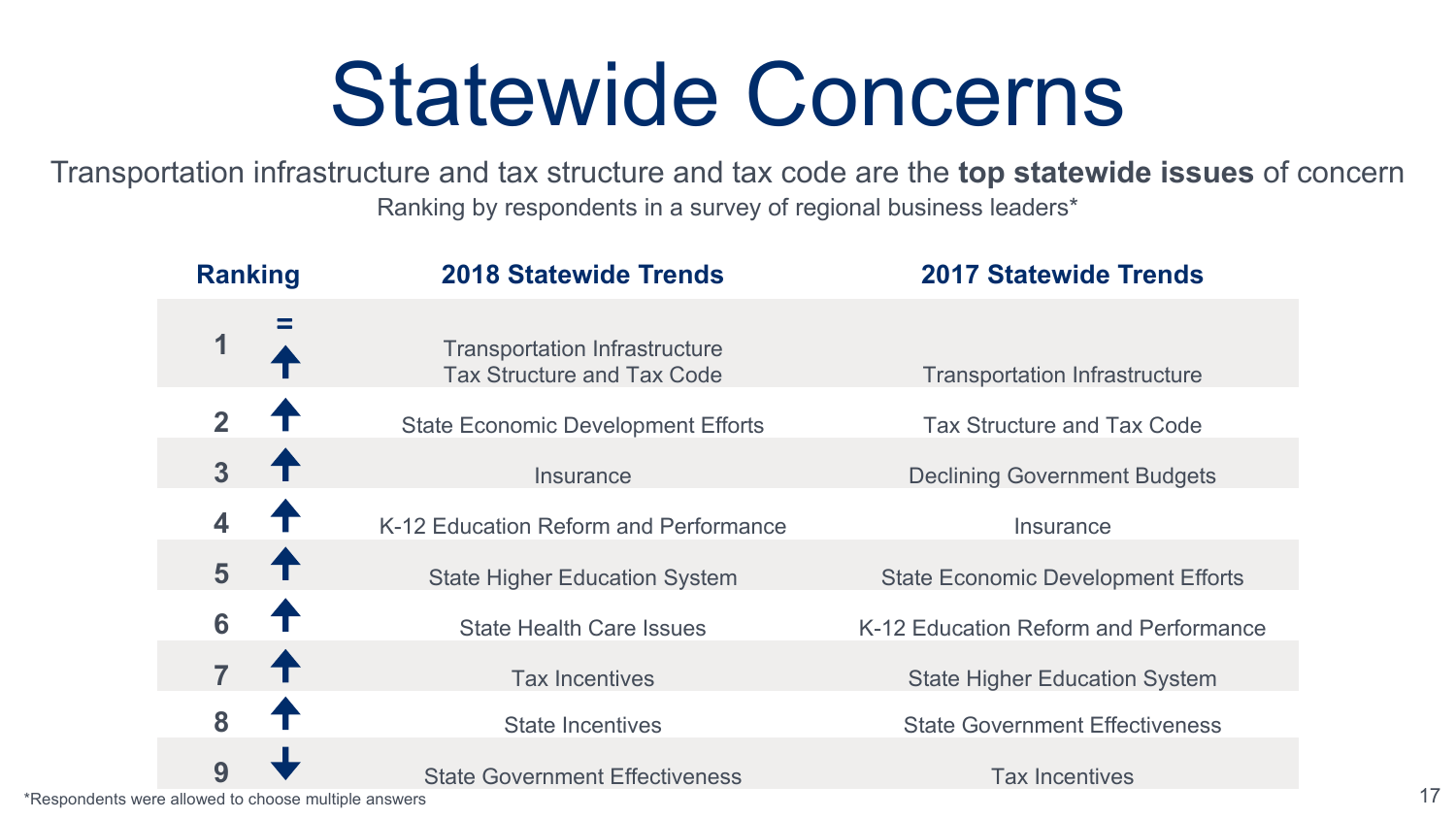# Statewide Concerns

Transportation infrastructure and tax structure and tax code are the **top statewide issues** of concern

Ranking by respondents in a survey of regional business leaders*

| Ranking | | 2018 Statewide Trends | 2017 Statewide Trends |
|---|---|---|---|
| 1 | = ↑ | Transportation Infrastructure<br>Tax Structure and Tax Code | Transportation Infrastructure |
| 2 | ↑ | State Economic Development Efforts | Tax Structure and Tax Code |
| 3 | ↑ | Insurance | Declining Government Budgets |
| 4 | ↑ | K-12 Education Reform and Performance | Insurance |
| 5 | ↑ | State Higher Education System | State Economic Development Efforts |
| 6 | ↑ | State Health Care Issues | K-12 Education Reform and Performance |
| 7 | ↑ | Tax Incentives | State Higher Education System |
| 8 | ↑ | State Incentives | State Government Effectiveness |
| 9 | ↓ | State Government Effectiveness | Tax Incentives |

*Respondents were allowed to choose multiple answers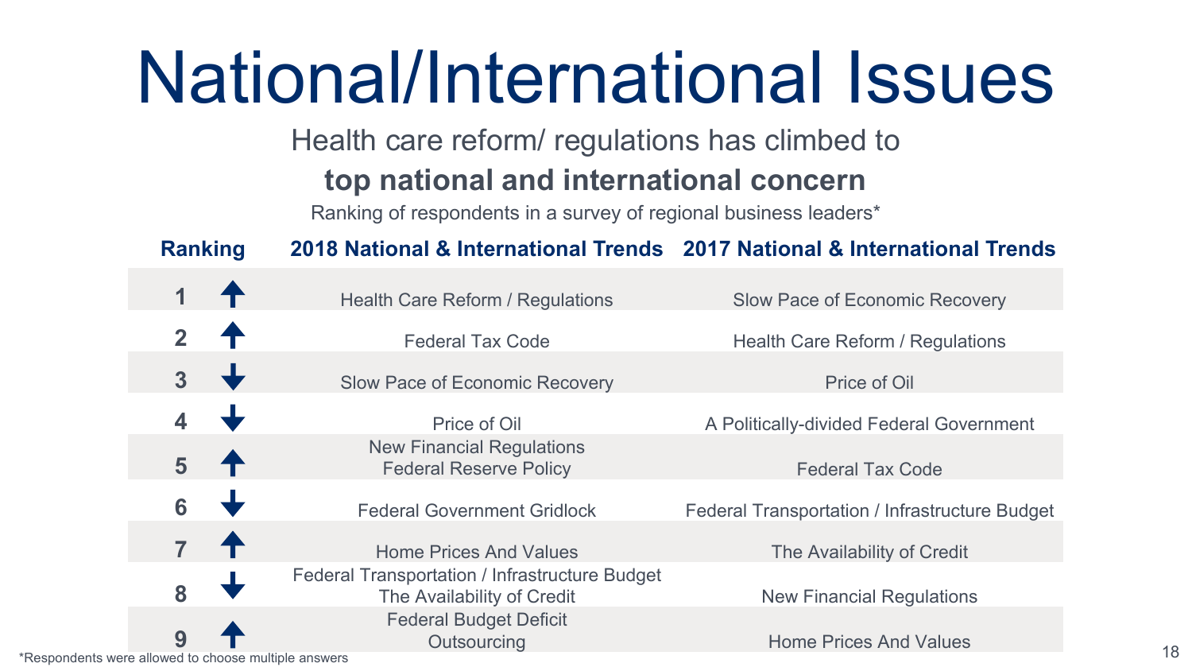# National/International Issues

Health care reform/ regulations has climbed to

**top national and international concern**

Ranking of respondents in a survey of regional business leaders*

| Ranking | | 2018 National & International Trends | 2017 National & International Trends |
|---|---|---|---|
| 1 | ↑ | Health Care Reform / Regulations | Slow Pace of Economic Recovery |
| 2 | ↑ | Federal Tax Code | Health Care Reform / Regulations |
| 3 | ↓ | Slow Pace of Economic Recovery | Price of Oil |
| 4 | ↓ | Price of Oil | A Politically-divided Federal Government |
| 5 | ↑ | New Financial Regulations<br>Federal Reserve Policy | Federal Tax Code |
| 6 | ↓ | Federal Government Gridlock | Federal Transportation / Infrastructure Budget |
| 7 | ↑ | Home Prices And Values | The Availability of Credit |
| 8 | ↓ | Federal Transportation / Infrastructure Budget<br>The Availability of Credit | New Financial Regulations |
| 9 | ↑ | Federal Budget Deficit<br>Outsourcing | Home Prices And Values |

*Respondents were allowed to choose multiple answers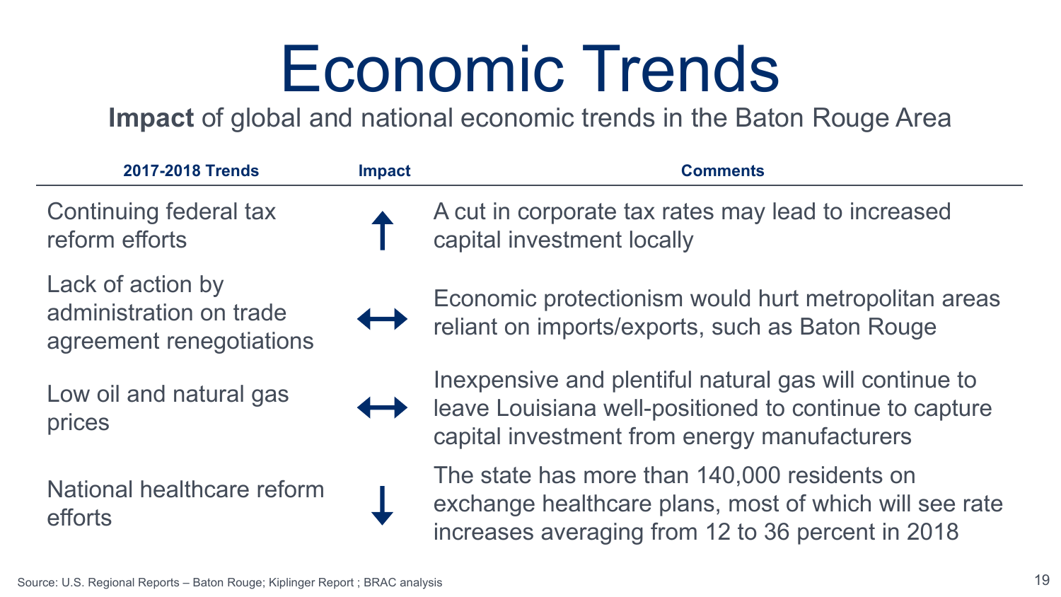# Economic Trends

**Impact** of global and national economic trends in the Baton Rouge Area

| 2017-2018 Trends | Impact | Comments |
|---|---|---|
| Continuing federal tax reform efforts | ↑ | A cut in corporate tax rates may lead to increased capital investment locally |
| Lack of action by administration on trade agreement renegotiations | ↔ | Economic protectionism would hurt metropolitan areas reliant on imports/exports, such as Baton Rouge |
| Low oil and natural gas prices | ↔ | Inexpensive and plentiful natural gas will continue to leave Louisiana well-positioned to continue to capture capital investment from energy manufacturers |
| National healthcare reform efforts | ↓ | The state has more than 140,000 residents on exchange healthcare plans, most of which will see rate increases averaging from 12 to 36 percent in 2018 |

Source: U.S. Regional Reports – Baton Rouge; Kiplinger Report ; BRAC analysis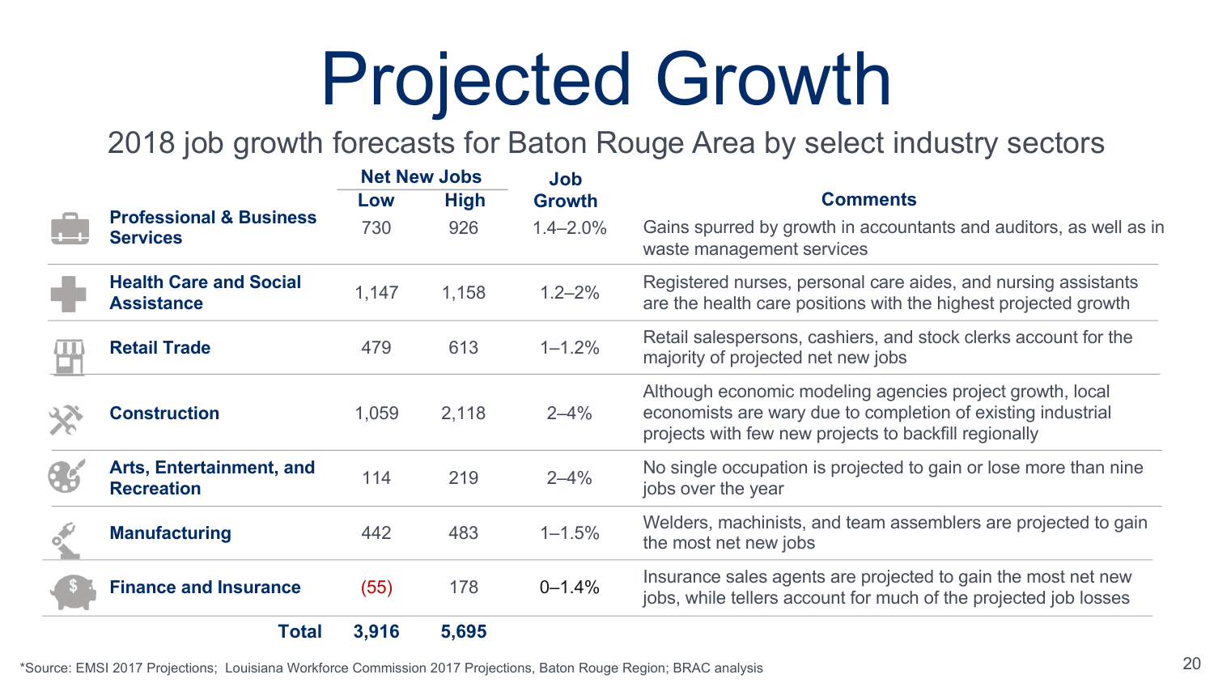# Projected Growth

## 2018 job growth forecasts for Baton Rouge Area by select industry sectors

| | Net New Jobs | | Job Growth | Comments |
|---|---|---|---|---|
| | Low | High | | |
| **Professional & Business Services** | 730 | 926 | 1.4–2.0% | Gains spurred by growth in accountants and auditors, as well as in waste management services |
| **Health Care and Social Assistance** | 1,147 | 1,158 | 1.2–2% | Registered nurses, personal care aides, and nursing assistants are the health care positions with the highest projected growth |
| **Retail Trade** | 479 | 613 | 1–1.2% | Retail salespersons, cashiers, and stock clerks account for the majority of projected net new jobs |
| **Construction** | 1,059 | 2,118 | 2–4% | Although economic modeling agencies project growth, local economists are wary due to completion of existing industrial projects with few new projects to backfill regionally |
| **Arts, Entertainment, and Recreation** | 114 | 219 | 2–4% | No single occupation is projected to gain or lose more than nine jobs over the year |
| **Manufacturing** | 442 | 483 | 1–1.5% | Welders, machinists, and team assemblers are projected to gain the most net new jobs |
| **Finance and Insurance** | (55) | 178 | 0–1.4% | Insurance sales agents are projected to gain the most net new jobs, while tellers account for much of the projected job losses |
| **Total** | **3,916** | **5,695** | | |

*Source: EMSI 2017 Projections; Louisiana Workforce Commission 2017 Projections, Baton Rouge Region; BRAC analysis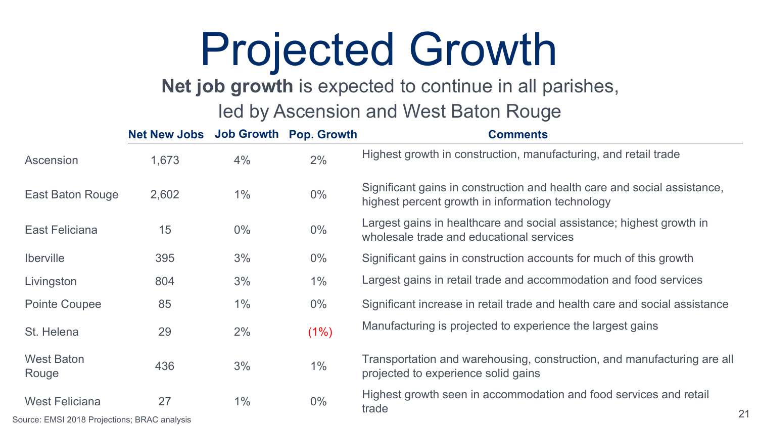# Projected Growth

**Net job growth** is expected to continue in all parishes, led by Ascension and West Baton Rouge

| | Net New Jobs | Job Growth | Pop. Growth | Comments |
|---|---|---|---|---|
| Ascension | 1,673 | 4% | 2% | Highest growth in construction, manufacturing, and retail trade |
| East Baton Rouge | 2,602 | 1% | 0% | Significant gains in construction and health care and social assistance, highest percent growth in information technology |
| East Feliciana | 15 | 0% | 0% | Largest gains in healthcare and social assistance; highest growth in wholesale trade and educational services |
| Iberville | 395 | 3% | 0% | Significant gains in construction accounts for much of this growth |
| Livingston | 804 | 3% | 1% | Largest gains in retail trade and accommodation and food services |
| Pointe Coupee | 85 | 1% | 0% | Significant increase in retail trade and health care and social assistance |
| St. Helena | 29 | 2% | (1%) | Manufacturing is projected to experience the largest gains |
| West Baton Rouge | 436 | 3% | 1% | Transportation and warehousing, construction, and manufacturing are all projected to experience solid gains |
| West Feliciana | 27 | 1% | 0% | Highest growth seen in accommodation and food services and retail trade |

Source: EMSI 2018 Projections; BRAC analysis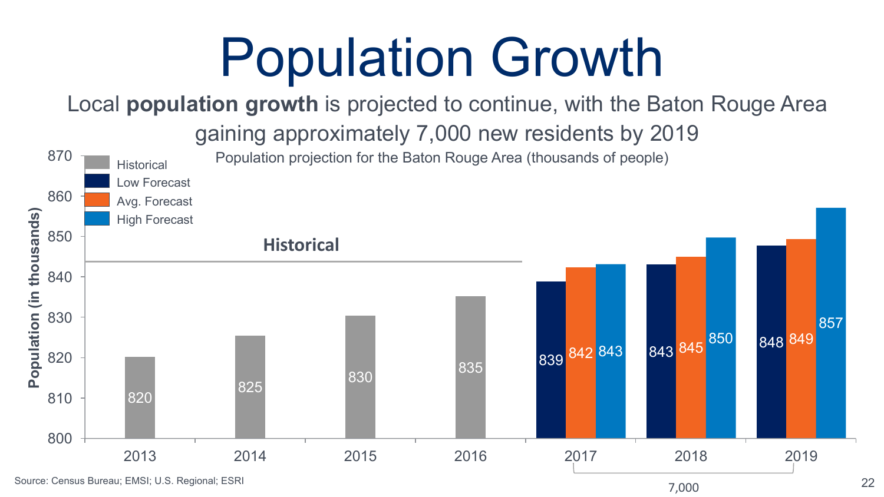# Population Growth

Local **population growth** is projected to continue, with the Baton Rouge Area gaining approximately 7,000 new residents by 2019

Population projection for the Baton Rouge Area (thousands of people)

Historical
Low Forecast
Avg. Forecast
High Forecast

Historical

Population (in thousands)

870
860
850
840
830
820
810
800

820
825
830
835
839 842 843
843 845 850
848 849 857

2013
2014
2015
2016
2017
2018
2019

7,000

Source: Census Bureau; EMSI; U.S. Regional; ESRI